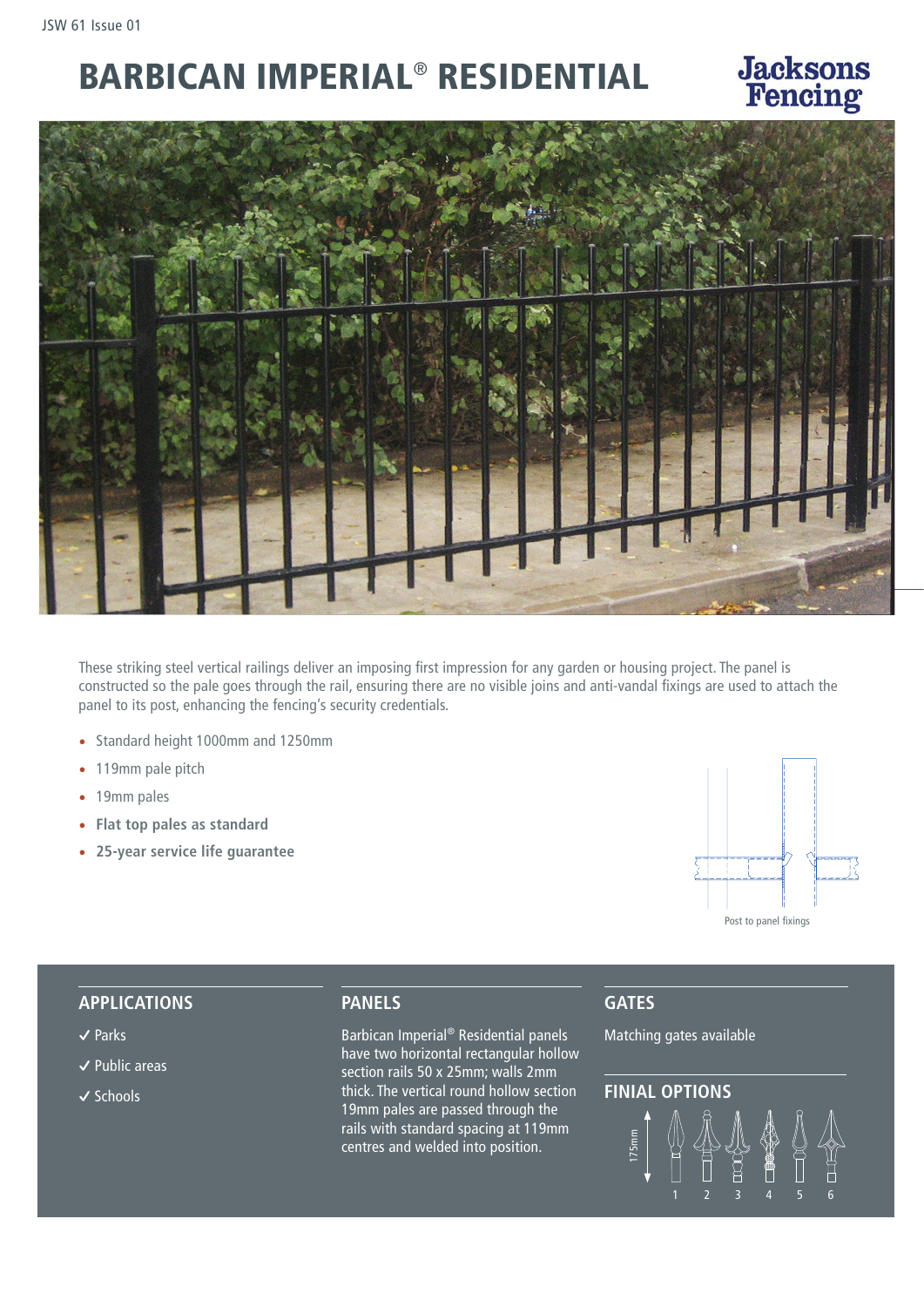# BARBICAN IMPERIAL® RESIDENTIAL

These striking steel vertical railings deliver an imposing first impression for any garden or housing project. The panel is constructed so the pale goes through the rail, ensuring there are no visible joins and anti-vandal fixings are used to attach the panel to its post, enhancing the fencing's security credentials.

- Standard height 1000mm and 1250mm
- 119mm pale pitch
- 19mm pales
- **Flat top pales as standard**
- **25-year service life guarantee**

Post to panel fixings

## APPLICATIONS

✓ Parks

✓ Public areas

✓ Schools

## PANELS

Barbican Imperial® Residential panels have two horizontal rectangular hollow section rails 50 x 25mm; walls 2mm thick. The vertical round hollow section 19mm pales are passed through the rails with standard spacing at 119mm centres and welded into position.

## GATES

Matching gates available

## FINIAL OPTIONS

175mm

1 2 3 4 5 6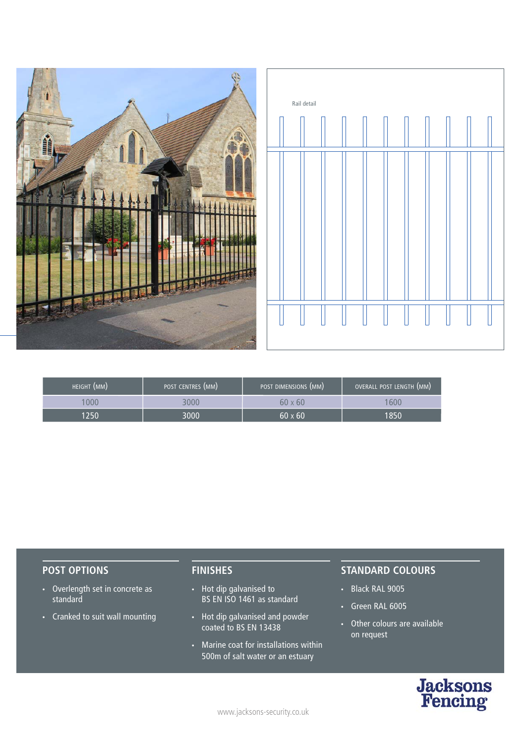Rail detail

| Height (mm) | Post centres (mm) | Post dimensions (mm) | Overall post length (mm) |
|---|---|---|---|
| 1000 | 3000 | 60 x 60 | 1600 |
| 1250 | 3000 | 60 x 60 | 1850 |

## POST OPTIONS

- Overlength set in concrete as standard
- Cranked to suit wall mounting

## FINISHES

- Hot dip galvanised to BS EN ISO 1461 as standard
- Hot dip galvanised and powder coated to BS EN 13438
- Marine coat for installations within 500m of salt water or an estuary

## STANDARD COLOURS

- Black RAL 9005
- Green RAL 6005
- Other colours are available on request

Jacksons Fencing

www.jacksons-security.co.uk